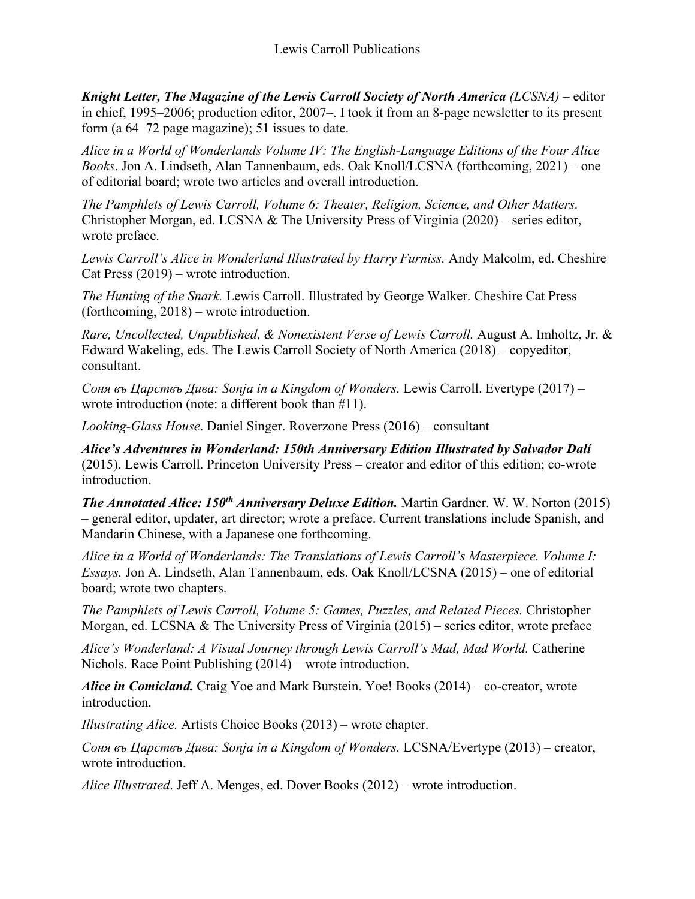# Lewis Carroll Publications

***Knight Letter, The Magazine of the Lewis Carroll Society of North America** (LCSNA)* – editor in chief, 1995–2006; production editor, 2007–. I took it from an 8-page newsletter to its present form (a 64–72 page magazine); 51 issues to date.

*Alice in a World of Wonderlands Volume IV: The English-Language Editions of the Four Alice Books*. Jon A. Lindseth, Alan Tannenbaum, eds. Oak Knoll/LCSNA (forthcoming, 2021) – one of editorial board; wrote two articles and overall introduction.

*The Pamphlets of Lewis Carroll, Volume 6: Theater, Religion, Science, and Other Matters.* Christopher Morgan, ed. LCSNA & The University Press of Virginia (2020) – series editor, wrote preface.

*Lewis Carroll's Alice in Wonderland Illustrated by Harry Furniss.* Andy Malcolm, ed. Cheshire Cat Press (2019) – wrote introduction.

*The Hunting of the Snark.* Lewis Carroll. Illustrated by George Walker. Cheshire Cat Press (forthcoming, 2018) – wrote introduction.

*Rare, Uncollected, Unpublished, & Nonexistent Verse of Lewis Carroll.* August A. Imholtz, Jr. & Edward Wakeling, eds. The Lewis Carroll Society of North America (2018) – copyeditor, consultant.

*Соня въ Царствъ Дива: Sonja in a Kingdom of Wonders.* Lewis Carroll. Evertype (2017) – wrote introduction (note: a different book than #11).

*Looking-Glass House*. Daniel Singer. Roverzone Press (2016) – consultant

***Alice's Adventures in Wonderland: 150th Anniversary Edition Illustrated by Salvador Dalí*** (2015). Lewis Carroll. Princeton University Press – creator and editor of this edition; co-wrote introduction.

***The Annotated Alice: 150th Anniversary Deluxe Edition.*** Martin Gardner. W. W. Norton (2015) – general editor, updater, art director; wrote a preface. Current translations include Spanish, and Mandarin Chinese, with a Japanese one forthcoming.

*Alice in a World of Wonderlands: The Translations of Lewis Carroll's Masterpiece. Volume I: Essays.* Jon A. Lindseth, Alan Tannenbaum, eds. Oak Knoll/LCSNA (2015) – one of editorial board; wrote two chapters.

*The Pamphlets of Lewis Carroll, Volume 5: Games, Puzzles, and Related Pieces.* Christopher Morgan, ed. LCSNA & The University Press of Virginia (2015) – series editor, wrote preface

*Alice's Wonderland: A Visual Journey through Lewis Carroll's Mad, Mad World.* Catherine Nichols. Race Point Publishing (2014) – wrote introduction.

***Alice in Comicland.*** Craig Yoe and Mark Burstein. Yoe! Books (2014) – co-creator, wrote introduction.

*Illustrating Alice.* Artists Choice Books (2013) – wrote chapter.

*Соня въ Царствъ Дива: Sonja in a Kingdom of Wonders.* LCSNA/Evertype (2013) – creator, wrote introduction.

*Alice Illustrated*. Jeff A. Menges, ed. Dover Books (2012) – wrote introduction.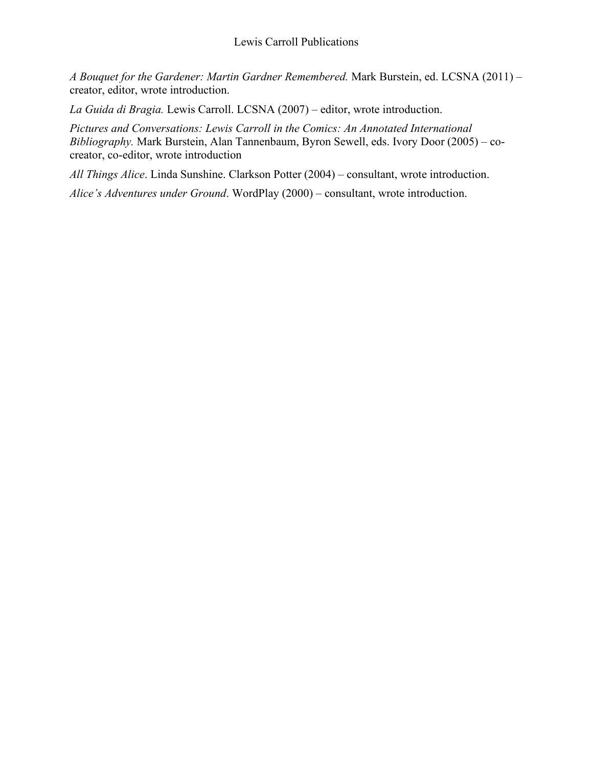# Lewis Carroll Publications

*A Bouquet for the Gardener: Martin Gardner Remembered.* Mark Burstein, ed. LCSNA (2011) – creator, editor, wrote introduction.

*La Guida di Bragia.* Lewis Carroll. LCSNA (2007) – editor, wrote introduction.

*Pictures and Conversations: Lewis Carroll in the Comics: An Annotated International Bibliography.* Mark Burstein, Alan Tannenbaum, Byron Sewell, eds. Ivory Door (2005) – co-creator, co-editor, wrote introduction

*All Things Alice*. Linda Sunshine. Clarkson Potter (2004) – consultant, wrote introduction.

*Alice's Adventures under Ground*. WordPlay (2000) – consultant, wrote introduction.